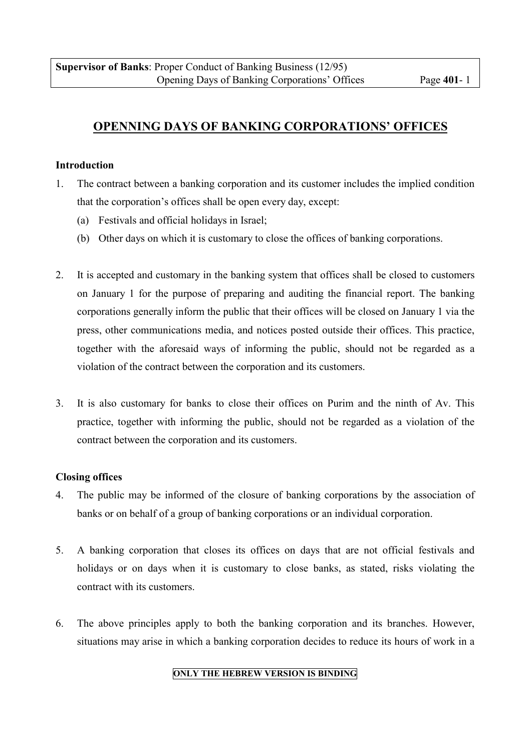# OPENNING DAYS OF BANKING CORPORATIONS' OFFICES

### Introduction

1. The contract between a banking corporation and its customer includes the implied condition that the corporation's offices shall be open every day, except:
   (a) Festivals and official holidays in Israel;
   (b) Other days on which it is customary to close the offices of banking corporations.

2. It is accepted and customary in the banking system that offices shall be closed to customers on January 1 for the purpose of preparing and auditing the financial report. The banking corporations generally inform the public that their offices will be closed on January 1 via the press, other communications media, and notices posted outside their offices. This practice, together with the aforesaid ways of informing the public, should not be regarded as a violation of the contract between the corporation and its customers.

3. It is also customary for banks to close their offices on Purim and the ninth of Av. This practice, together with informing the public, should not be regarded as a violation of the contract between the corporation and its customers.

### Closing offices

4. The public may be informed of the closure of banking corporations by the association of banks or on behalf of a group of banking corporations or an individual corporation.

5. A banking corporation that closes its offices on days that are not official festivals and holidays or on days when it is customary to close banks, as stated, risks violating the contract with its customers.

6. The above principles apply to both the banking corporation and its branches. However, situations may arise in which a banking corporation decides to reduce its hours of work in a

**ONLY THE HEBREW VERSION IS BINDING**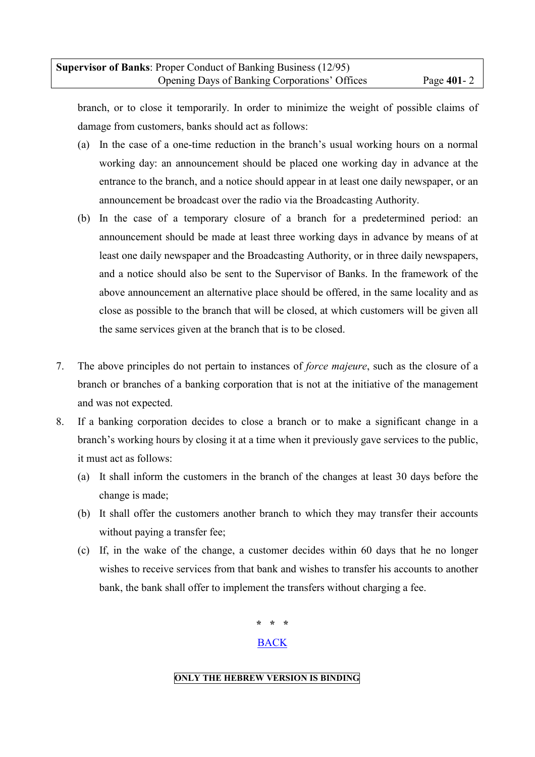branch, or to close it temporarily. In order to minimize the weight of possible claims of damage from customers, banks should act as follows:

(a) In the case of a one-time reduction in the branch's usual working hours on a normal working day: an announcement should be placed one working day in advance at the entrance to the branch, and a notice should appear in at least one daily newspaper, or an announcement be broadcast over the radio via the Broadcasting Authority.

(b) In the case of a temporary closure of a branch for a predetermined period: an announcement should be made at least three working days in advance by means of at least one daily newspaper and the Broadcasting Authority, or in three daily newspapers, and a notice should also be sent to the Supervisor of Banks. In the framework of the above announcement an alternative place should be offered, in the same locality and as close as possible to the branch that will be closed, at which customers will be given all the same services given at the branch that is to be closed.

7. The above principles do not pertain to instances of *force majeure*, such as the closure of a branch or branches of a banking corporation that is not at the initiative of the management and was not expected.

8. If a banking corporation decides to close a branch or to make a significant change in a branch's working hours by closing it at a time when it previously gave services to the public, it must act as follows:

   (a) It shall inform the customers in the branch of the changes at least 30 days before the change is made;

   (b) It shall offer the customers another branch to which they may transfer their accounts without paying a transfer fee;

   (c) If, in the wake of the change, a customer decides within 60 days that he no longer wishes to receive services from that bank and wishes to transfer his accounts to another bank, the bank shall offer to implement the transfers without charging a fee.

\* \* \*

BACK

**ONLY THE HEBREW VERSION IS BINDING**